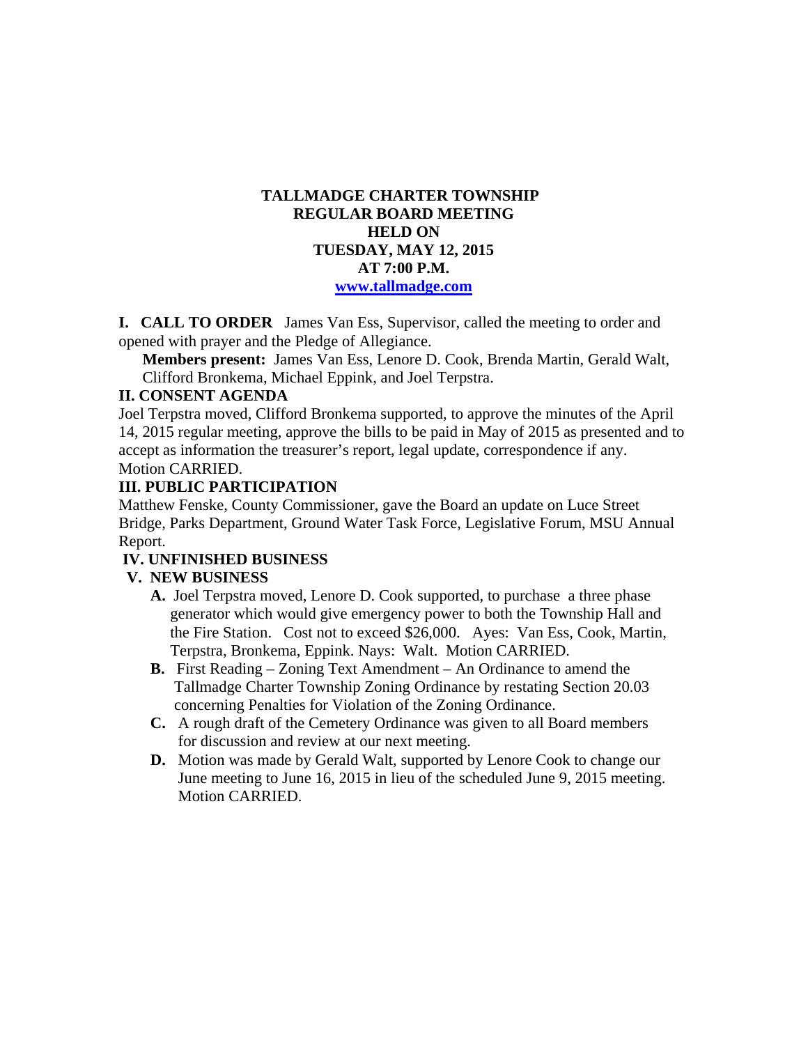# TALLMADGE CHARTER TOWNSHIP
## REGULAR BOARD MEETING
## HELD ON
## TUESDAY, MAY 12, 2015
## AT 7:00 P.M.
**[www.tallmadge.com](http://www.tallmadge.com)**

**I. CALL TO ORDER** James Van Ess, Supervisor, called the meeting to order and opened with prayer and the Pledge of Allegiance.

**Members present:** James Van Ess, Lenore D. Cook, Brenda Martin, Gerald Walt, Clifford Bronkema, Michael Eppink, and Joel Terpstra.

**II. CONSENT AGENDA**

Joel Terpstra moved, Clifford Bronkema supported, to approve the minutes of the April 14, 2015 regular meeting, approve the bills to be paid in May of 2015 as presented and to accept as information the treasurer's report, legal update, correspondence if any. Motion CARRIED.

**III. PUBLIC PARTICIPATION**

Matthew Fenske, County Commissioner, gave the Board an update on Luce Street Bridge, Parks Department, Ground Water Task Force, Legislative Forum, MSU Annual Report.

**IV. UNFINISHED BUSINESS**

**V. NEW BUSINESS**

**A.** Joel Terpstra moved, Lenore D. Cook supported, to purchase a three phase generator which would give emergency power to both the Township Hall and the Fire Station. Cost not to exceed $26,000. Ayes: Van Ess, Cook, Martin, Terpstra, Bronkema, Eppink. Nays: Walt. Motion CARRIED.

**B.** First Reading – Zoning Text Amendment – An Ordinance to amend the Tallmadge Charter Township Zoning Ordinance by restating Section 20.03 concerning Penalties for Violation of the Zoning Ordinance.

**C.** A rough draft of the Cemetery Ordinance was given to all Board members for discussion and review at our next meeting.

**D.** Motion was made by Gerald Walt, supported by Lenore Cook to change our June meeting to June 16, 2015 in lieu of the scheduled June 9, 2015 meeting. Motion CARRIED.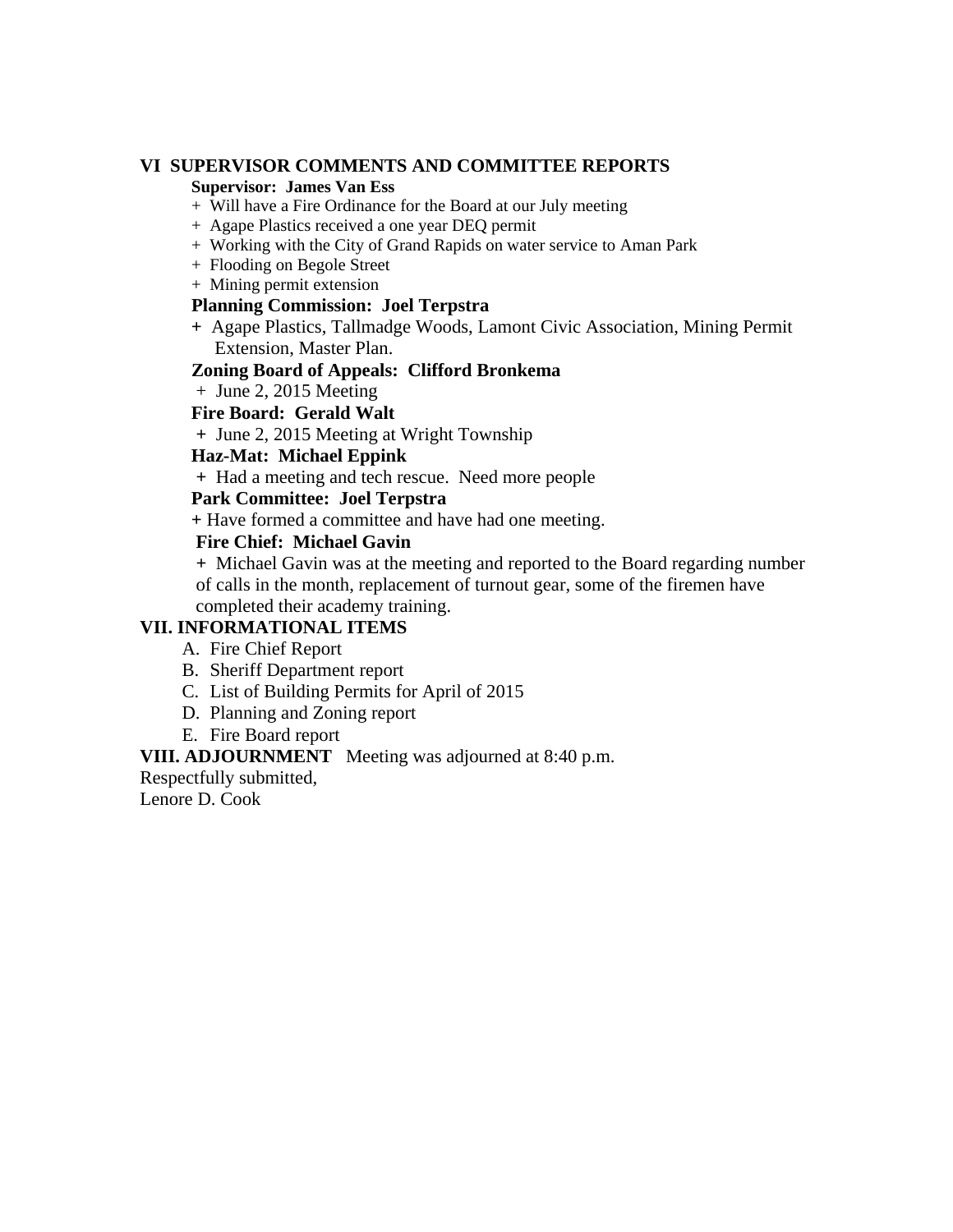## VI SUPERVISOR COMMENTS AND COMMITTEE REPORTS

**Supervisor: James Van Ess**

+ Will have a Fire Ordinance for the Board at our July meeting
+ Agape Plastics received a one year DEQ permit
+ Working with the City of Grand Rapids on water service to Aman Park
+ Flooding on Begole Street
+ Mining permit extension

**Planning Commission: Joel Terpstra**

+ Agape Plastics, Tallmadge Woods, Lamont Civic Association, Mining Permit Extension, Master Plan.

**Zoning Board of Appeals: Clifford Bronkema**

+ June 2, 2015 Meeting

**Fire Board: Gerald Walt**

+ June 2, 2015 Meeting at Wright Township

**Haz-Mat: Michael Eppink**

+ Had a meeting and tech rescue. Need more people

**Park Committee: Joel Terpstra**

+ Have formed a committee and have had one meeting.

**Fire Chief: Michael Gavin**

+ Michael Gavin was at the meeting and reported to the Board regarding number of calls in the month, replacement of turnout gear, some of the firemen have completed their academy training.

## VII. INFORMATIONAL ITEMS

A. Fire Chief Report
B. Sheriff Department report
C. List of Building Permits for April of 2015
D. Planning and Zoning report
E. Fire Board report

**VIII. ADJOURNMENT** Meeting was adjourned at 8:40 p.m.

Respectfully submitted,
Lenore D. Cook